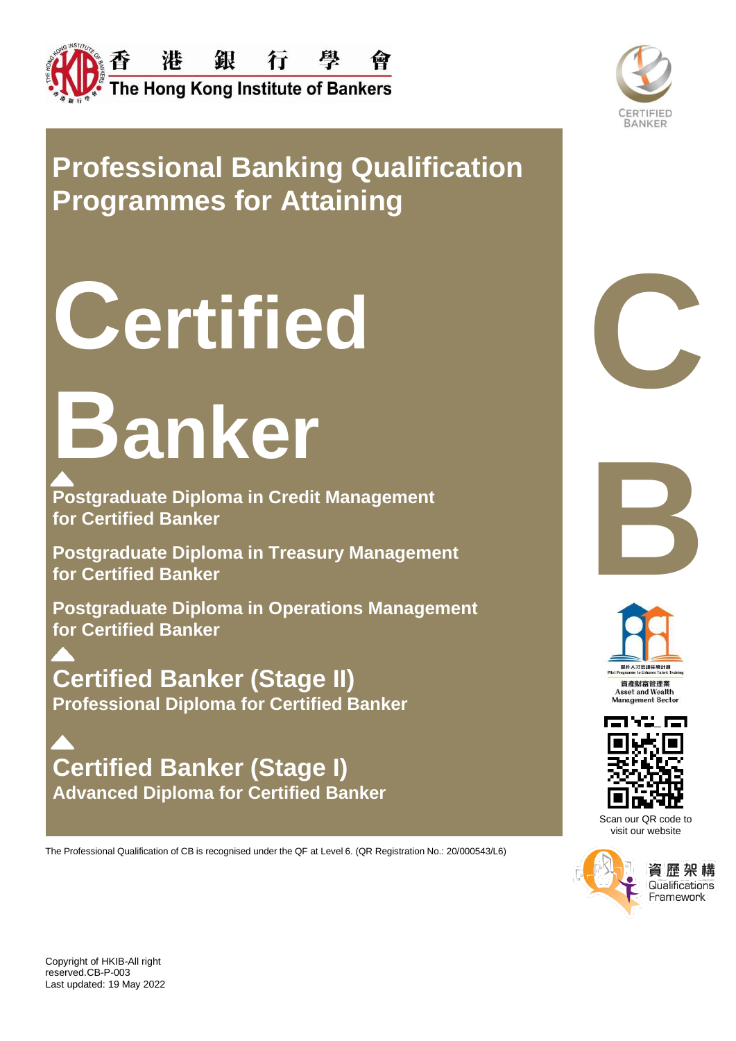香港銀行學會
The Hong Kong Institute of Bankers

# Professional Banking Qualification Programmes for Attaining

# Certified Banker

**Postgraduate Diploma in Credit Management for Certified Banker**

**Postgraduate Diploma in Treasury Management for Certified Banker**

**Postgraduate Diploma in Operations Management for Certified Banker**

## Certified Banker (Stage II)

**Professional Diploma for Certified Banker**

## Certified Banker (Stage I)

**Advanced Diploma for Certified Banker**

The Professional Qualification of CB is recognised under the QF at Level 6. (QR Registration No.: 20/000543/L6)

CERTIFIED BANKER

提升人才培訓先導計劃
Pilot Programme to Enhance Talent Training
資產財富管理業
Asset and Wealth Management Sector

Scan our QR code to visit our website

資歷架構
Qualifications Framework

Copyright of HKIB-All right reserved.CB-P-003
Last updated: 19 May 2022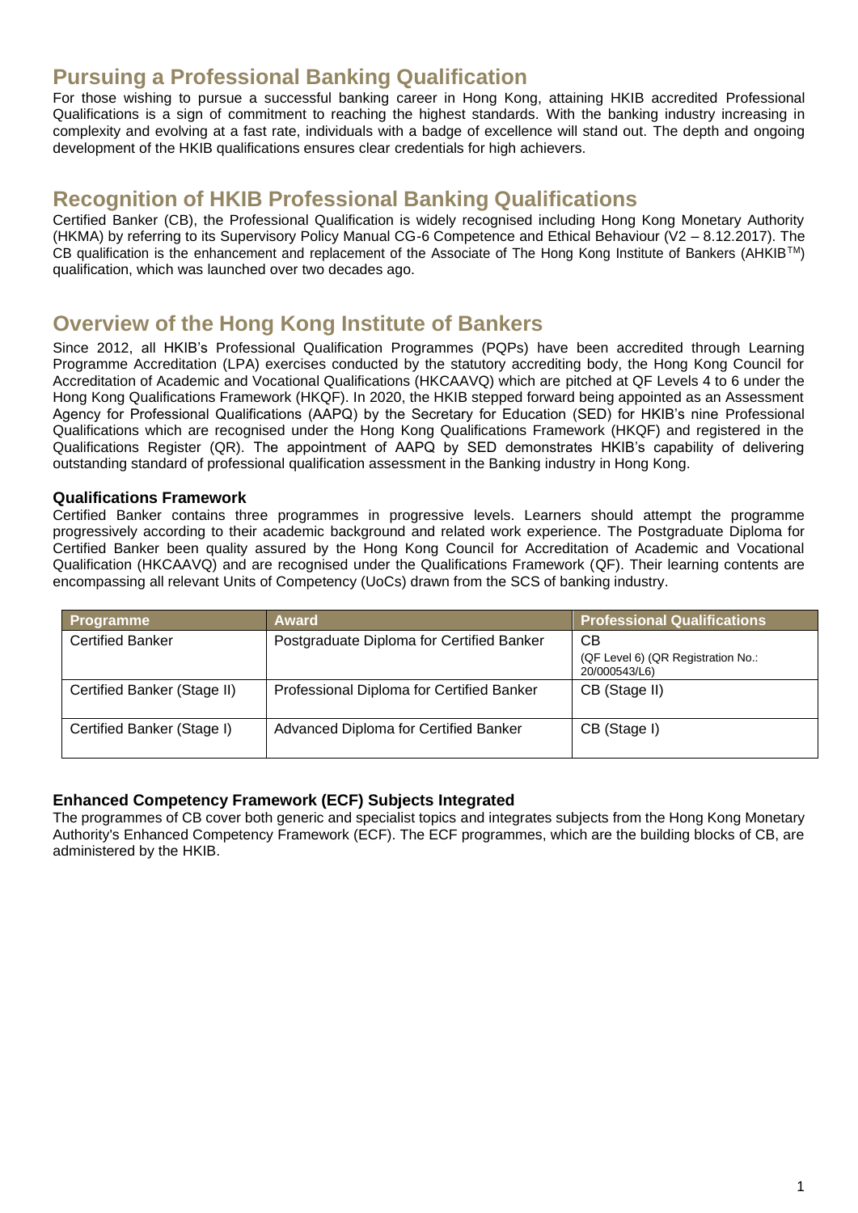## Pursuing a Professional Banking Qualification

For those wishing to pursue a successful banking career in Hong Kong, attaining HKIB accredited Professional Qualifications is a sign of commitment to reaching the highest standards. With the banking industry increasing in complexity and evolving at a fast rate, individuals with a badge of excellence will stand out. The depth and ongoing development of the HKIB qualifications ensures clear credentials for high achievers.

## Recognition of HKIB Professional Banking Qualifications

Certified Banker (CB), the Professional Qualification is widely recognised including Hong Kong Monetary Authority (HKMA) by referring to its Supervisory Policy Manual CG-6 Competence and Ethical Behaviour (V2 – 8.12.2017). The CB qualification is the enhancement and replacement of the Associate of The Hong Kong Institute of Bankers (AHKIB™) qualification, which was launched over two decades ago.

## Overview of the Hong Kong Institute of Bankers

Since 2012, all HKIB's Professional Qualification Programmes (PQPs) have been accredited through Learning Programme Accreditation (LPA) exercises conducted by the statutory accrediting body, the Hong Kong Council for Accreditation of Academic and Vocational Qualifications (HKCAAVQ) which are pitched at QF Levels 4 to 6 under the Hong Kong Qualifications Framework (HKQF). In 2020, the HKIB stepped forward being appointed as an Assessment Agency for Professional Qualifications (AAPQ) by the Secretary for Education (SED) for HKIB's nine Professional Qualifications which are recognised under the Hong Kong Qualifications Framework (HKQF) and registered in the Qualifications Register (QR). The appointment of AAPQ by SED demonstrates HKIB's capability of delivering outstanding standard of professional qualification assessment in the Banking industry in Hong Kong.

### Qualifications Framework

Certified Banker contains three programmes in progressive levels. Learners should attempt the programme progressively according to their academic background and related work experience. The Postgraduate Diploma for Certified Banker been quality assured by the Hong Kong Council for Accreditation of Academic and Vocational Qualification (HKCAAVQ) and are recognised under the Qualifications Framework (QF). Their learning contents are encompassing all relevant Units of Competency (UoCs) drawn from the SCS of banking industry.

| Programme | Award | Professional Qualifications |
|---|---|---|
| Certified Banker | Postgraduate Diploma for Certified Banker | CB<br>(QF Level 6) (QR Registration No.: 20/000543/L6) |
| Certified Banker (Stage II) | Professional Diploma for Certified Banker | CB (Stage II) |
| Certified Banker (Stage I) | Advanced Diploma for Certified Banker | CB (Stage I) |

### Enhanced Competency Framework (ECF) Subjects Integrated

The programmes of CB cover both generic and specialist topics and integrates subjects from the Hong Kong Monetary Authority's Enhanced Competency Framework (ECF). The ECF programmes, which are the building blocks of CB, are administered by the HKIB.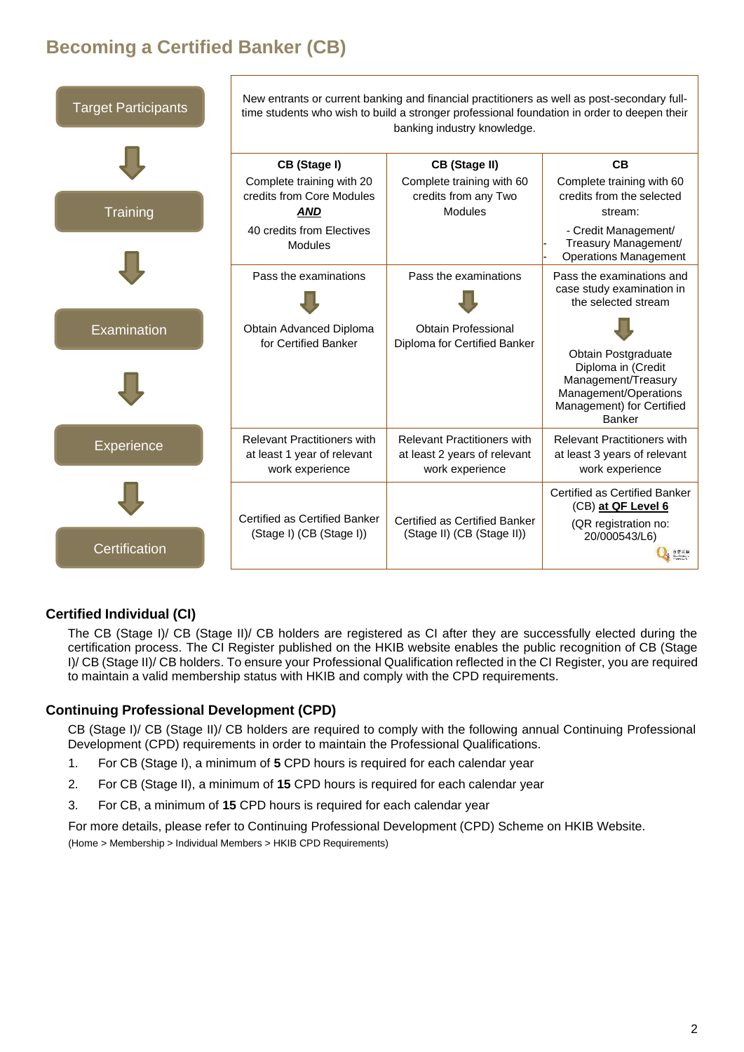## Becoming a Certified Banker (CB)

| | CB (Stage I) | CB (Stage II) | CB |
|---|---|---|---|
| **Target Participants** | New entrants or current banking and financial practitioners as well as post-secondary full-time students who wish to build a stronger professional foundation in order to deepen their banking industry knowledge. | | |
| **Training** | Complete training with 20 credits from Core Modules ***AND*** 40 credits from Electives Modules | Complete training with 60 credits from any Two Modules | Complete training with 60 credits from the selected stream: - Credit Management/ - Treasury Management/ - Operations Management |
| **Examination** | Pass the examinations → Obtain Advanced Diploma for Certified Banker | Pass the examinations → Obtain Professional Diploma for Certified Banker | Pass the examinations and case study examination in the selected stream → Obtain Postgraduate Diploma in (Credit Management/Treasury Management/Operations Management) for Certified Banker |
| **Experience** | Relevant Practitioners with at least 1 year of relevant work experience | Relevant Practitioners with at least 2 years of relevant work experience | Relevant Practitioners with at least 3 years of relevant work experience |
| **Certification** | Certified as Certified Banker (Stage I) (CB (Stage I)) | Certified as Certified Banker (Stage II) (CB (Stage II)) | Certified as Certified Banker (CB) **at QF Level 6** (QR registration no: 20/000543/L6) |

### Certified Individual (CI)

The CB (Stage I)/ CB (Stage II)/ CB holders are registered as CI after they are successfully elected during the certification process. The CI Register published on the HKIB website enables the public recognition of CB (Stage I)/ CB (Stage II)/ CB holders. To ensure your Professional Qualification reflected in the CI Register, you are required to maintain a valid membership status with HKIB and comply with the CPD requirements.

### Continuing Professional Development (CPD)

CB (Stage I)/ CB (Stage II)/ CB holders are required to comply with the following annual Continuing Professional Development (CPD) requirements in order to maintain the Professional Qualifications.

1. For CB (Stage I), a minimum of **5** CPD hours is required for each calendar year
2. For CB (Stage II), a minimum of **15** CPD hours is required for each calendar year
3. For CB, a minimum of **15** CPD hours is required for each calendar year

For more details, please refer to Continuing Professional Development (CPD) Scheme on HKIB Website.
(Home > Membership > Individual Members > HKIB CPD Requirements)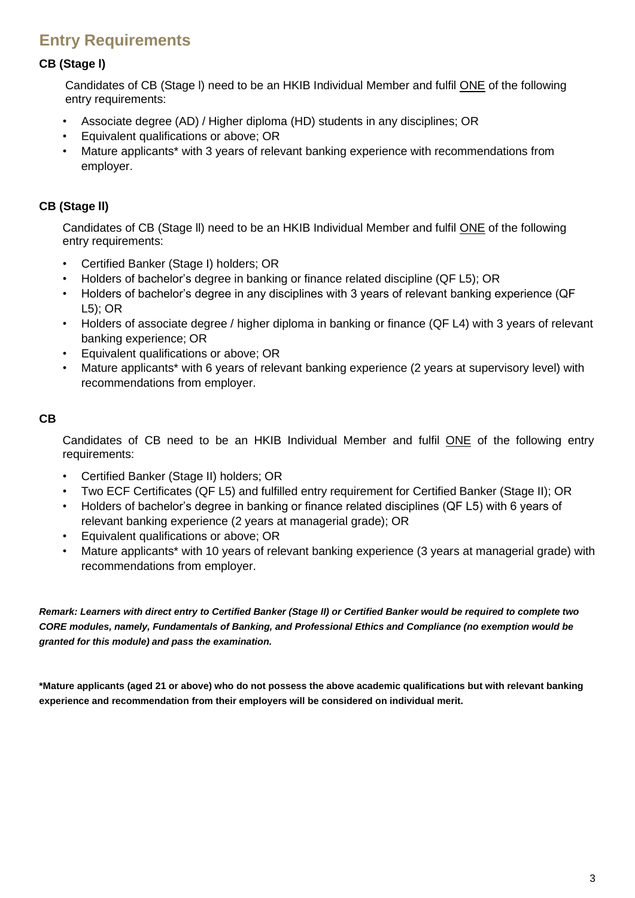## Entry Requirements

### CB (Stage I)

Candidates of CB (Stage I) need to be an HKIB Individual Member and fulfil <u>ONE</u> of the following entry requirements:

- Associate degree (AD) / Higher diploma (HD) students in any disciplines; OR
- Equivalent qualifications or above; OR
- Mature applicants* with 3 years of relevant banking experience with recommendations from employer.

### CB (Stage II)

Candidates of CB (Stage II) need to be an HKIB Individual Member and fulfil <u>ONE</u> of the following entry requirements:

- Certified Banker (Stage I) holders; OR
- Holders of bachelor's degree in banking or finance related discipline (QF L5); OR
- Holders of bachelor's degree in any disciplines with 3 years of relevant banking experience (QF L5); OR
- Holders of associate degree / higher diploma in banking or finance (QF L4) with 3 years of relevant banking experience; OR
- Equivalent qualifications or above; OR
- Mature applicants* with 6 years of relevant banking experience (2 years at supervisory level) with recommendations from employer.

### CB

Candidates of CB need to be an HKIB Individual Member and fulfil <u>ONE</u> of the following entry requirements:

- Certified Banker (Stage II) holders; OR
- Two ECF Certificates (QF L5) and fulfilled entry requirement for Certified Banker (Stage II); OR
- Holders of bachelor's degree in banking or finance related disciplines (QF L5) with 6 years of relevant banking experience (2 years at managerial grade); OR
- Equivalent qualifications or above; OR
- Mature applicants* with 10 years of relevant banking experience (3 years at managerial grade) with recommendations from employer.

***Remark: Learners with direct entry to Certified Banker (Stage II) or Certified Banker would be required to complete two CORE modules, namely, Fundamentals of Banking, and Professional Ethics and Compliance (no exemption would be granted for this module) and pass the examination.***

**\*Mature applicants (aged 21 or above) who do not possess the above academic qualifications but with relevant banking experience and recommendation from their employers will be considered on individual merit.**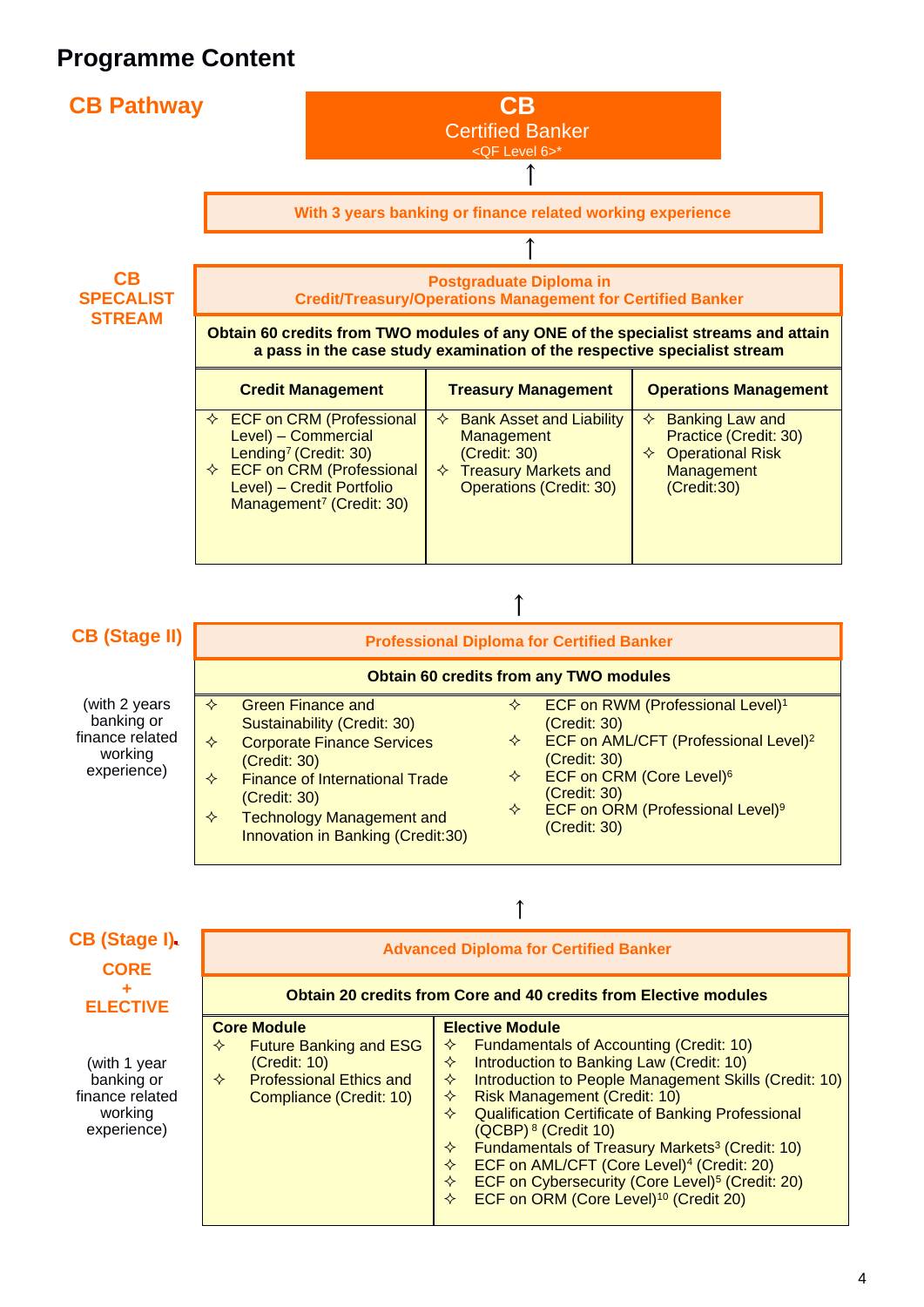# Programme Content

## CB Pathway

**CB**
**Certified Banker**
<QF Level 6>*

↑

**With 3 years banking or finance related working experience**

↑

### CB SPECIALIST STREAM

**Postgraduate Diploma in Credit/Treasury/Operations Management for Certified Banker**

**Obtain 60 credits from TWO modules of any ONE of the specialist streams and attain a pass in the case study examination of the respective specialist stream**

| Credit Management | Treasury Management | Operations Management |
|---|---|---|
| ✧ ECF on CRM (Professional Level) – Commercial Lending[7] (Credit: 30)<br>✧ ECF on CRM (Professional Level) – Credit Portfolio Management[7] (Credit: 30) | ✧ Bank Asset and Liability Management (Credit: 30)<br>✧ Treasury Markets and Operations (Credit: 30) | ✧ Banking Law and Practice (Credit: 30)<br>✧ Operational Risk Management (Credit:30) |

↑

### CB (Stage II)

(with 2 years banking or finance related working experience)

**Professional Diploma for Certified Banker**

**Obtain 60 credits from any TWO modules**

- ✧ Green Finance and Sustainability (Credit: 30)
- ✧ Corporate Finance Services (Credit: 30)
- ✧ Finance of International Trade (Credit: 30)
- ✧ Technology Management and Innovation in Banking (Credit:30)
- ✧ ECF on RWM (Professional Level)[1] (Credit: 30)
- ✧ ECF on AML/CFT (Professional Level)[2] (Credit: 30)
- ✧ ECF on CRM (Core Level)[6] (Credit: 30)
- ✧ ECF on ORM (Professional Level)[9] (Credit: 30)

↑

### CB (Stage I)

CORE + ELECTIVE

(with 1 year banking or finance related working experience)

**Advanced Diploma for Certified Banker**

**Obtain 20 credits from Core and 40 credits from Elective modules**

| Core Module | Elective Module |
|---|---|
| ✧ Future Banking and ESG (Credit: 10)<br>✧ Professional Ethics and Compliance (Credit: 10) | ✧ Fundamentals of Accounting (Credit: 10)<br>✧ Introduction to Banking Law (Credit: 10)<br>✧ Introduction to People Management Skills (Credit: 10)<br>✧ Risk Management (Credit: 10)<br>✧ Qualification Certificate of Banking Professional (QCBP)[8] (Credit 10)<br>✧ Fundamentals of Treasury Markets[3] (Credit: 10)<br>✧ ECF on AML/CFT (Core Level)[4] (Credit: 20)<br>✧ ECF on Cybersecurity (Core Level)[5] (Credit: 20)<br>✧ ECF on ORM (Core Level)[10] (Credit 20) |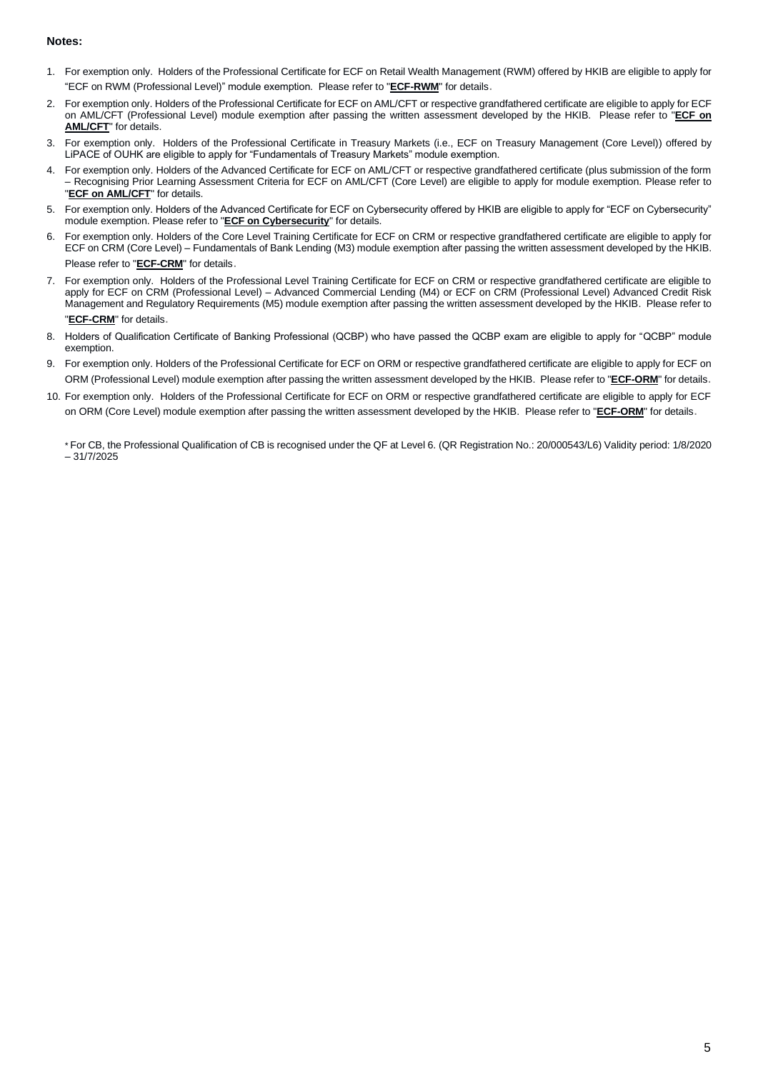**Notes:**

1. For exemption only. Holders of the Professional Certificate for ECF on Retail Wealth Management (RWM) offered by HKIB are eligible to apply for "ECF on RWM (Professional Level)" module exemption. Please refer to "**ECF-RWM**" for details.
2. For exemption only. Holders of the Professional Certificate for ECF on AML/CFT or respective grandfathered certificate are eligible to apply for ECF on AML/CFT (Professional Level) module exemption after passing the written assessment developed by the HKIB. Please refer to "**ECF on AML/CFT**" for details.
3. For exemption only. Holders of the Professional Certificate in Treasury Markets (i.e., ECF on Treasury Management (Core Level)) offered by LiPACE of OUHK are eligible to apply for "Fundamentals of Treasury Markets" module exemption.
4. For exemption only. Holders of the Advanced Certificate for ECF on AML/CFT or respective grandfathered certificate (plus submission of the form – Recognising Prior Learning Assessment Criteria for ECF on AML/CFT (Core Level) are eligible to apply for module exemption. Please refer to "**ECF on AML/CFT**" for details.
5. For exemption only. Holders of the Advanced Certificate for ECF on Cybersecurity offered by HKIB are eligible to apply for "ECF on Cybersecurity" module exemption. Please refer to "**ECF on Cybersecurity**" for details.
6. For exemption only. Holders of the Core Level Training Certificate for ECF on CRM or respective grandfathered certificate are eligible to apply for ECF on CRM (Core Level) – Fundamentals of Bank Lending (M3) module exemption after passing the written assessment developed by the HKIB. Please refer to "**ECF-CRM**" for details.
7. For exemption only. Holders of the Professional Level Training Certificate for ECF on CRM or respective grandfathered certificate are eligible to apply for ECF on CRM (Professional Level) – Advanced Commercial Lending (M4) or ECF on CRM (Professional Level) Advanced Credit Risk Management and Regulatory Requirements (M5) module exemption after passing the written assessment developed by the HKIB. Please refer to "**ECF-CRM**" for details.
8. Holders of Qualification Certificate of Banking Professional (QCBP) who have passed the QCBP exam are eligible to apply for "QCBP" module exemption.
9. For exemption only. Holders of the Professional Certificate for ECF on ORM or respective grandfathered certificate are eligible to apply for ECF on ORM (Professional Level) module exemption after passing the written assessment developed by the HKIB. Please refer to "**ECF-ORM**" for details.
10. For exemption only. Holders of the Professional Certificate for ECF on ORM or respective grandfathered certificate are eligible to apply for ECF on ORM (Core Level) module exemption after passing the written assessment developed by the HKIB. Please refer to "**ECF-ORM**" for details.

* For CB, the Professional Qualification of CB is recognised under the QF at Level 6. (QR Registration No.: 20/000543/L6) Validity period: 1/8/2020 – 31/7/2025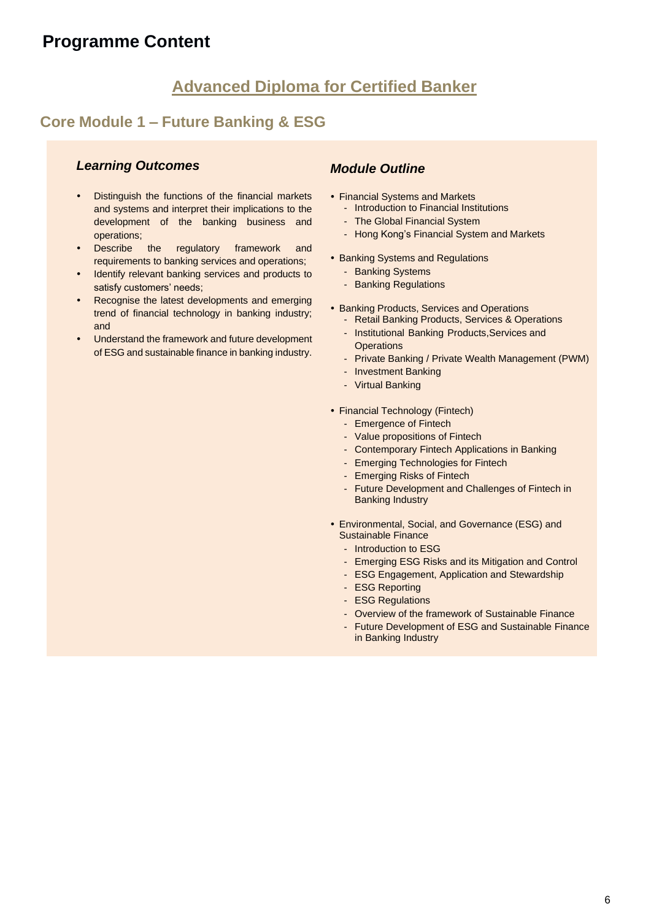# Programme Content

## Advanced Diploma for Certified Banker

### Core Module 1 – Future Banking & ESG

#### *Learning Outcomes*

- Distinguish the functions of the financial markets and systems and interpret their implications to the development of the banking business and operations;
- Describe the regulatory framework and requirements to banking services and operations;
- Identify relevant banking services and products to satisfy customers' needs;
- Recognise the latest developments and emerging trend of financial technology in banking industry; and
- Understand the framework and future development of ESG and sustainable finance in banking industry.

#### *Module Outline*

- Financial Systems and Markets
  - Introduction to Financial Institutions
  - The Global Financial System
  - Hong Kong's Financial System and Markets
- Banking Systems and Regulations
  - Banking Systems
  - Banking Regulations
- Banking Products, Services and Operations
  - Retail Banking Products, Services & Operations
  - Institutional Banking Products,Services and Operations
  - Private Banking / Private Wealth Management (PWM)
  - Investment Banking
  - Virtual Banking
- Financial Technology (Fintech)
  - Emergence of Fintech
  - Value propositions of Fintech
  - Contemporary Fintech Applications in Banking
  - Emerging Technologies for Fintech
  - Emerging Risks of Fintech
  - Future Development and Challenges of Fintech in Banking Industry
- Environmental, Social, and Governance (ESG) and Sustainable Finance
  - Introduction to ESG
  - Emerging ESG Risks and its Mitigation and Control
  - ESG Engagement, Application and Stewardship
  - ESG Reporting
  - ESG Regulations
  - Overview of the framework of Sustainable Finance
  - Future Development of ESG and Sustainable Finance in Banking Industry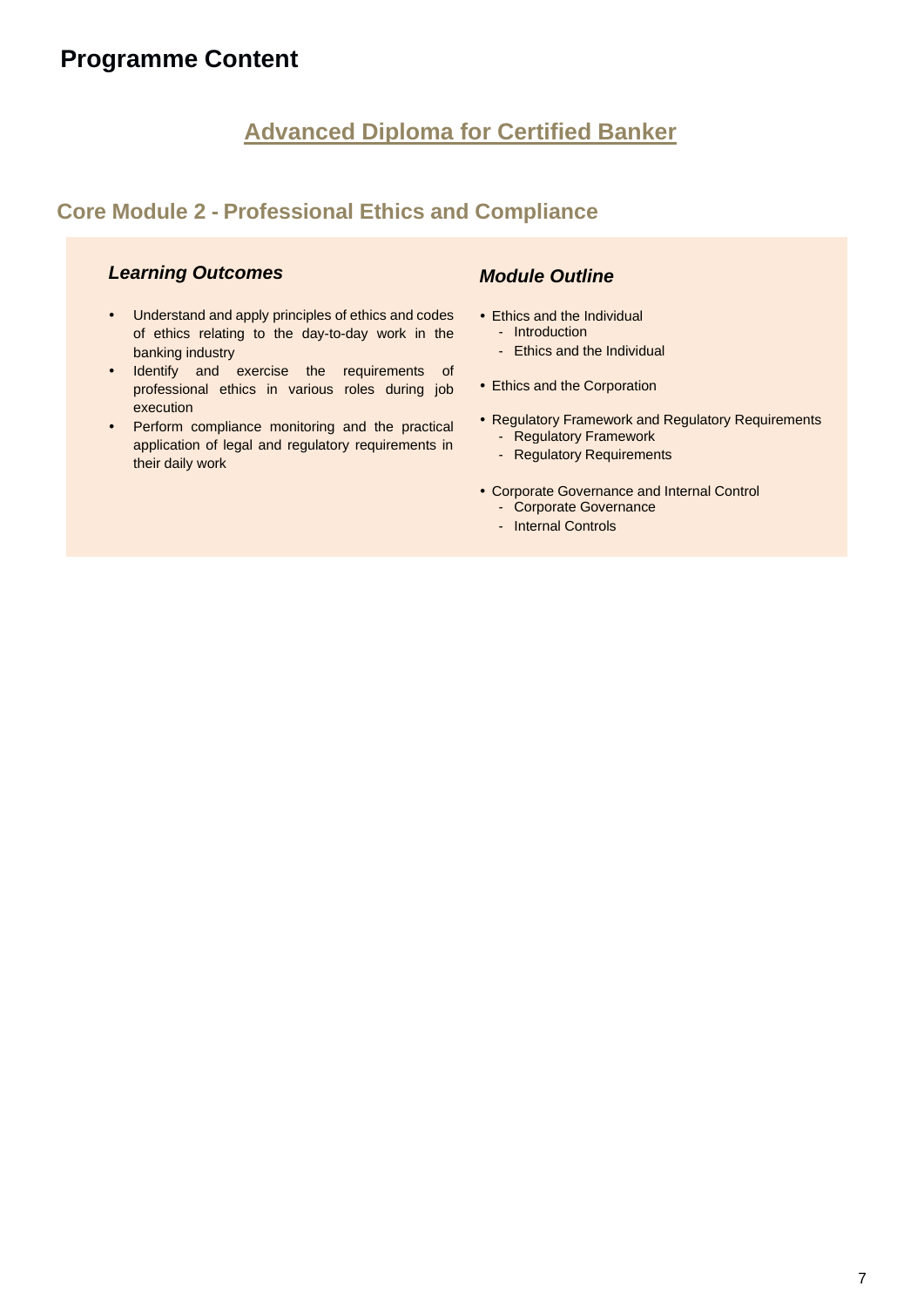# Programme Content

## Advanced Diploma for Certified Banker

### Core Module 2 - Professional Ethics and Compliance

#### *Learning Outcomes*

- Understand and apply principles of ethics and codes of ethics relating to the day-to-day work in the banking industry
- Identify and exercise the requirements of professional ethics in various roles during job execution
- Perform compliance monitoring and the practical application of legal and regulatory requirements in their daily work

#### *Module Outline*

- Ethics and the Individual
  - Introduction
  - Ethics and the Individual
- Ethics and the Corporation
- Regulatory Framework and Regulatory Requirements
  - Regulatory Framework
  - Regulatory Requirements
- Corporate Governance and Internal Control
  - Corporate Governance
  - Internal Controls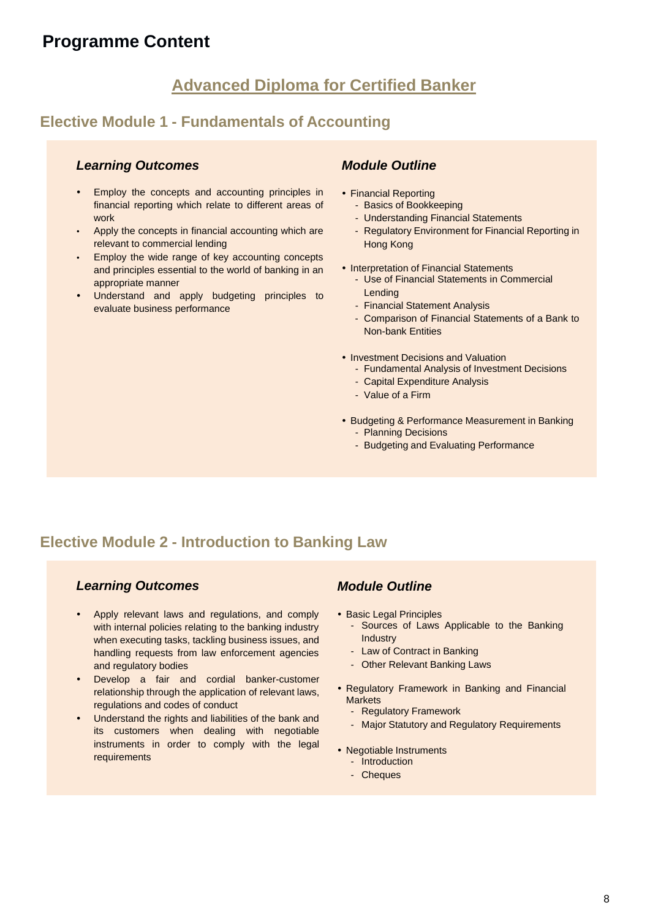# Programme Content

## Advanced Diploma for Certified Banker

### Elective Module 1 - Fundamentals of Accounting

#### *Learning Outcomes*

- Employ the concepts and accounting principles in financial reporting which relate to different areas of work
- Apply the concepts in financial accounting which are relevant to commercial lending
- Employ the wide range of key accounting concepts and principles essential to the world of banking in an appropriate manner
- Understand and apply budgeting principles to evaluate business performance

#### *Module Outline*

- Financial Reporting
  - Basics of Bookkeeping
  - Understanding Financial Statements
  - Regulatory Environment for Financial Reporting in Hong Kong
- Interpretation of Financial Statements
  - Use of Financial Statements in Commercial Lending
  - Financial Statement Analysis
  - Comparison of Financial Statements of a Bank to Non-bank Entities
- Investment Decisions and Valuation
  - Fundamental Analysis of Investment Decisions
  - Capital Expenditure Analysis
  - Value of a Firm
- Budgeting & Performance Measurement in Banking
  - Planning Decisions
  - Budgeting and Evaluating Performance

### Elective Module 2 - Introduction to Banking Law

#### *Learning Outcomes*

- Apply relevant laws and regulations, and comply with internal policies relating to the banking industry when executing tasks, tackling business issues, and handling requests from law enforcement agencies and regulatory bodies
- Develop a fair and cordial banker-customer relationship through the application of relevant laws, regulations and codes of conduct
- Understand the rights and liabilities of the bank and its customers when dealing with negotiable instruments in order to comply with the legal requirements

#### *Module Outline*

- Basic Legal Principles
  - Sources of Laws Applicable to the Banking Industry
  - Law of Contract in Banking
  - Other Relevant Banking Laws
- Regulatory Framework in Banking and Financial Markets
  - Regulatory Framework
  - Major Statutory and Regulatory Requirements
- Negotiable Instruments
  - Introduction
  - Cheques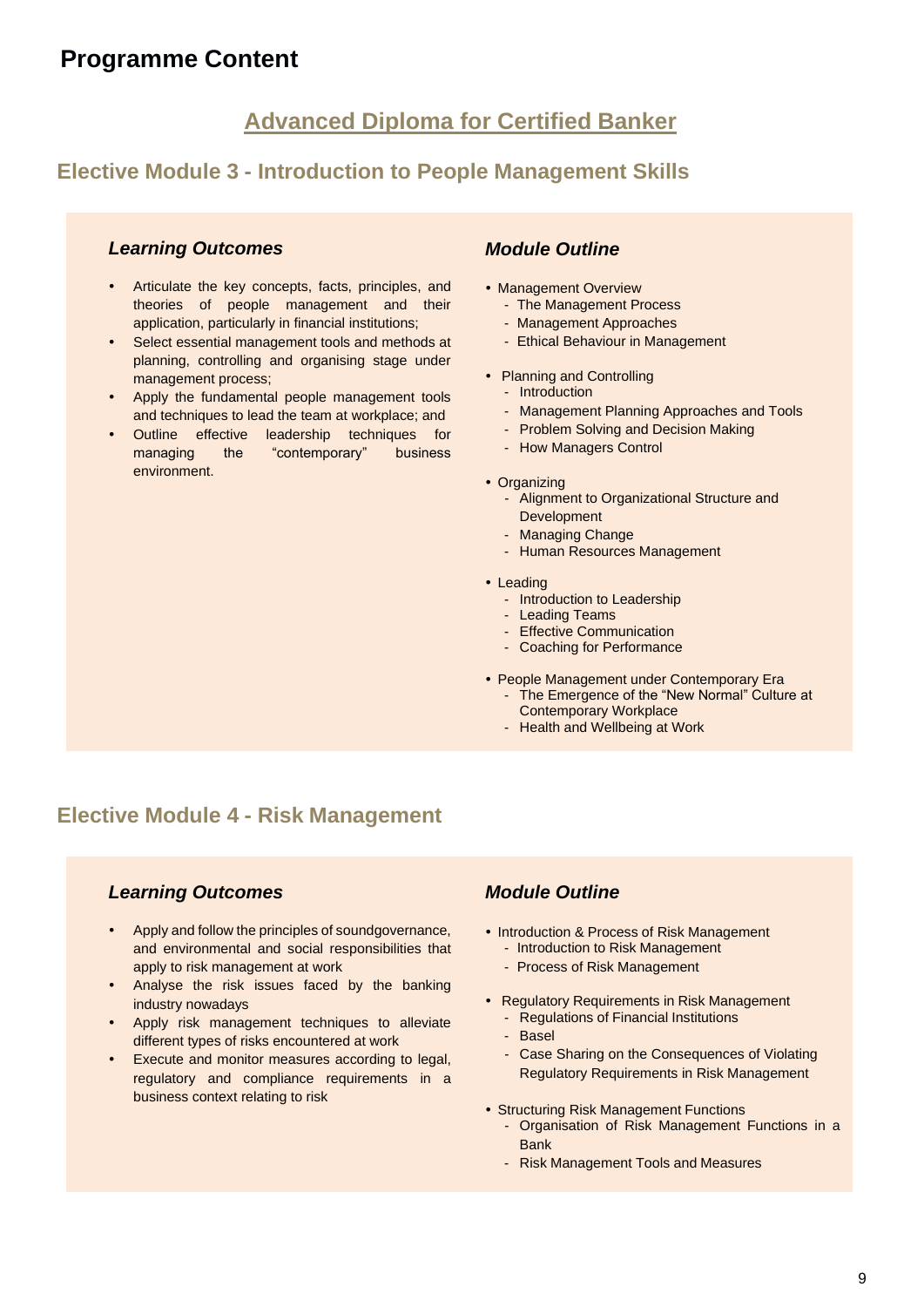# Programme Content

## Advanced Diploma for Certified Banker

### Elective Module 3 - Introduction to People Management Skills

#### *Learning Outcomes*

- Articulate the key concepts, facts, principles, and theories of people management and their application, particularly in financial institutions;
- Select essential management tools and methods at planning, controlling and organising stage under management process;
- Apply the fundamental people management tools and techniques to lead the team at workplace; and
- Outline effective leadership techniques for managing the "contemporary" business environment.

#### *Module Outline*

- Management Overview
  - The Management Process
  - Management Approaches
  - Ethical Behaviour in Management
- Planning and Controlling
  - Introduction
  - Management Planning Approaches and Tools
  - Problem Solving and Decision Making
  - How Managers Control
- Organizing
  - Alignment to Organizational Structure and Development
  - Managing Change
  - Human Resources Management
- Leading
  - Introduction to Leadership
  - Leading Teams
  - Effective Communication
  - Coaching for Performance
- People Management under Contemporary Era
  - The Emergence of the "New Normal" Culture at Contemporary Workplace
  - Health and Wellbeing at Work

### Elective Module 4 - Risk Management

#### *Learning Outcomes*

- Apply and follow the principles of soundgovernance, and environmental and social responsibilities that apply to risk management at work
- Analyse the risk issues faced by the banking industry nowadays
- Apply risk management techniques to alleviate different types of risks encountered at work
- Execute and monitor measures according to legal, regulatory and compliance requirements in a business context relating to risk

#### *Module Outline*

- Introduction & Process of Risk Management
  - Introduction to Risk Management
  - Process of Risk Management
- Regulatory Requirements in Risk Management
  - Regulations of Financial Institutions
  - Basel
  - Case Sharing on the Consequences of Violating Regulatory Requirements in Risk Management
- Structuring Risk Management Functions
  - Organisation of Risk Management Functions in a Bank
  - Risk Management Tools and Measures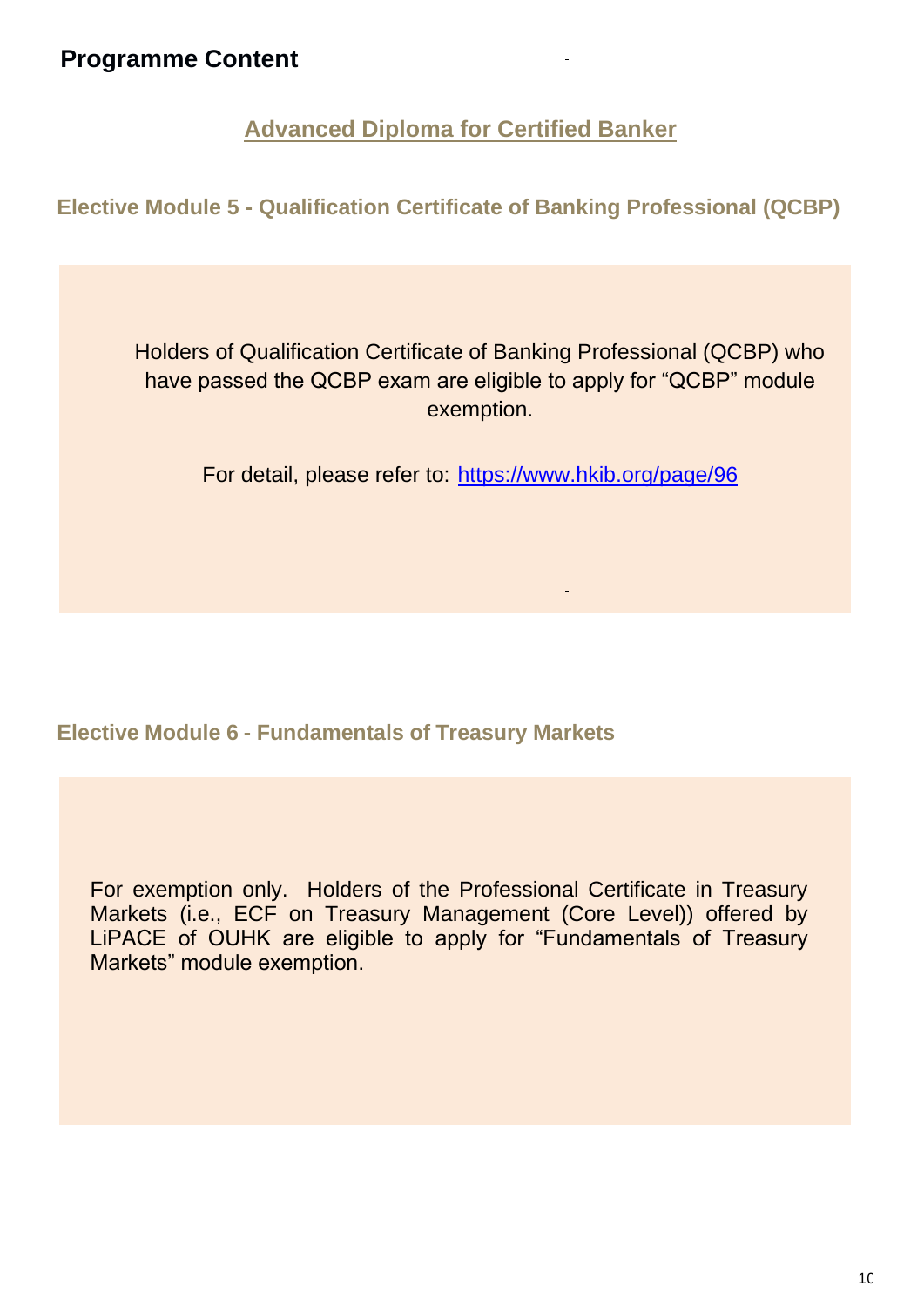## Programme Content

### Advanced Diploma for Certified Banker

### Elective Module 5 - Qualification Certificate of Banking Professional (QCBP)

Holders of Qualification Certificate of Banking Professional (QCBP) who have passed the QCBP exam are eligible to apply for "QCBP" module exemption.

For detail, please refer to: https://www.hkib.org/page/96

### Elective Module 6 - Fundamentals of Treasury Markets

For exemption only. Holders of the Professional Certificate in Treasury Markets (i.e., ECF on Treasury Management (Core Level)) offered by LiPACE of OUHK are eligible to apply for "Fundamentals of Treasury Markets" module exemption.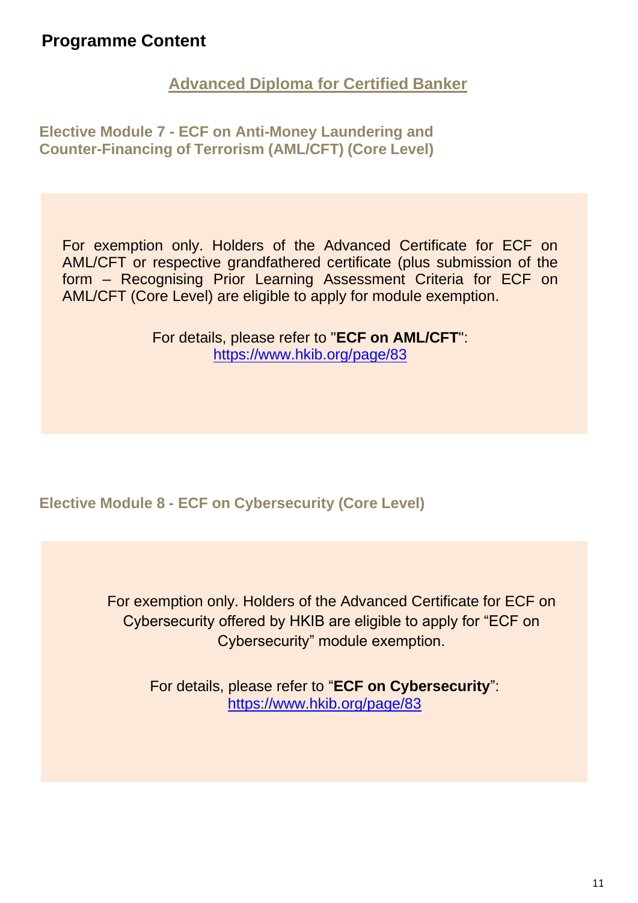## Programme Content

### Advanced Diploma for Certified Banker

### Elective Module 7 - ECF on Anti-Money Laundering and Counter-Financing of Terrorism (AML/CFT) (Core Level)

For exemption only. Holders of the Advanced Certificate for ECF on AML/CFT or respective grandfathered certificate (plus submission of the form – Recognising Prior Learning Assessment Criteria for ECF on AML/CFT (Core Level) are eligible to apply for module exemption.

For details, please refer to "**ECF on AML/CFT**": https://www.hkib.org/page/83

### Elective Module 8 - ECF on Cybersecurity (Core Level)

For exemption only. Holders of the Advanced Certificate for ECF on Cybersecurity offered by HKIB are eligible to apply for “ECF on Cybersecurity” module exemption.

For details, please refer to “**ECF on Cybersecurity**”: https://www.hkib.org/page/83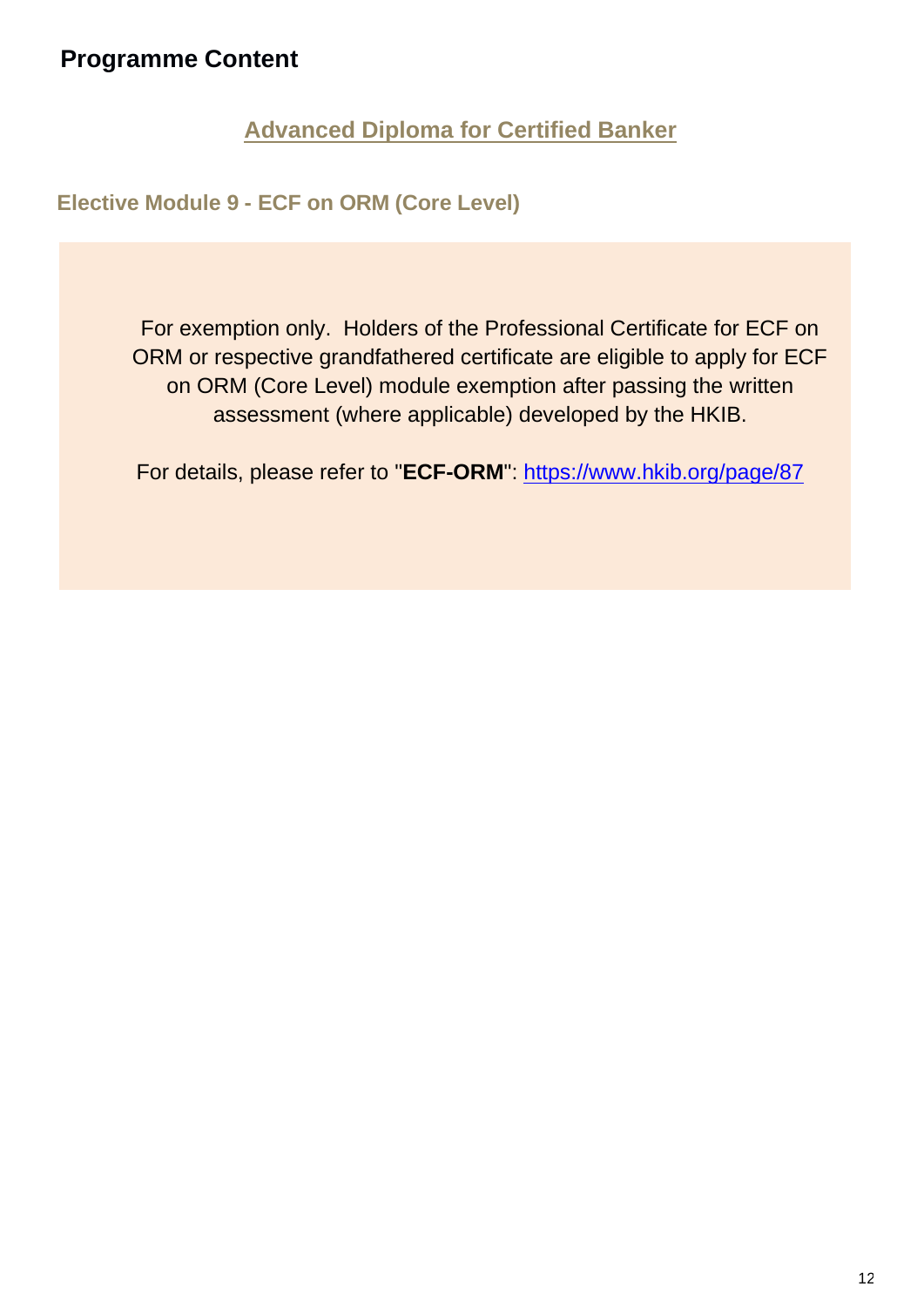## Programme Content

### Advanced Diploma for Certified Banker

### Elective Module 9 - ECF on ORM (Core Level)

For exemption only. Holders of the Professional Certificate for ECF on ORM or respective grandfathered certificate are eligible to apply for ECF on ORM (Core Level) module exemption after passing the written assessment (where applicable) developed by the HKIB.

For details, please refer to "**ECF-ORM**": https://www.hkib.org/page/87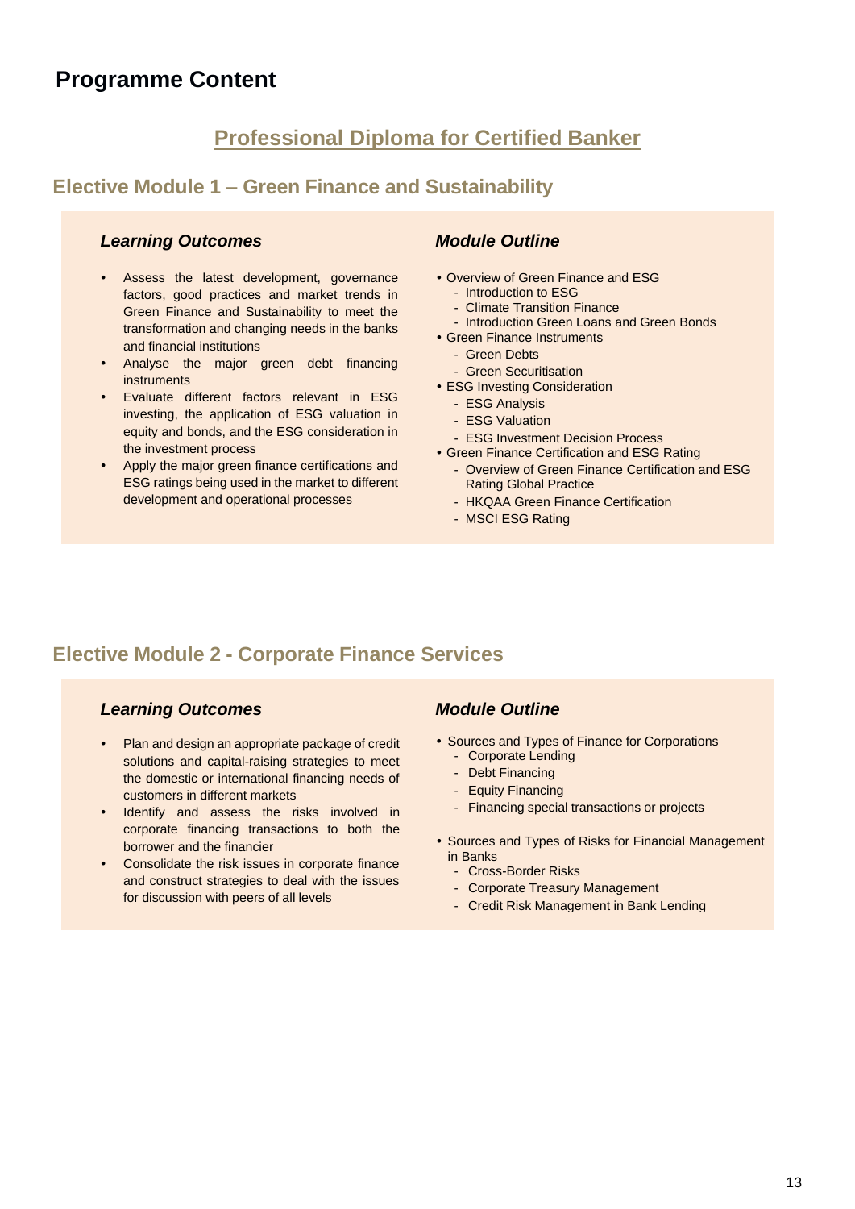# Programme Content

## Professional Diploma for Certified Banker

### Elective Module 1 – Green Finance and Sustainability

#### *Learning Outcomes*

- Assess the latest development, governance factors, good practices and market trends in Green Finance and Sustainability to meet the transformation and changing needs in the banks and financial institutions
- Analyse the major green debt financing instruments
- Evaluate different factors relevant in ESG investing, the application of ESG valuation in equity and bonds, and the ESG consideration in the investment process
- Apply the major green finance certifications and ESG ratings being used in the market to different development and operational processes

#### *Module Outline*

- Overview of Green Finance and ESG
  - Introduction to ESG
  - Climate Transition Finance
  - Introduction Green Loans and Green Bonds
- Green Finance Instruments
  - Green Debts
  - Green Securitisation
- ESG Investing Consideration
  - ESG Analysis
  - ESG Valuation
  - ESG Investment Decision Process
- Green Finance Certification and ESG Rating
  - Overview of Green Finance Certification and ESG Rating Global Practice
  - HKQAA Green Finance Certification
  - MSCI ESG Rating

### Elective Module 2 - Corporate Finance Services

#### *Learning Outcomes*

- Plan and design an appropriate package of credit solutions and capital-raising strategies to meet the domestic or international financing needs of customers in different markets
- Identify and assess the risks involved in corporate financing transactions to both the borrower and the financier
- Consolidate the risk issues in corporate finance and construct strategies to deal with the issues for discussion with peers of all levels

#### *Module Outline*

- Sources and Types of Finance for Corporations
  - Corporate Lending
  - Debt Financing
  - Equity Financing
  - Financing special transactions or projects
- Sources and Types of Risks for Financial Management in Banks
  - Cross-Border Risks
  - Corporate Treasury Management
  - Credit Risk Management in Bank Lending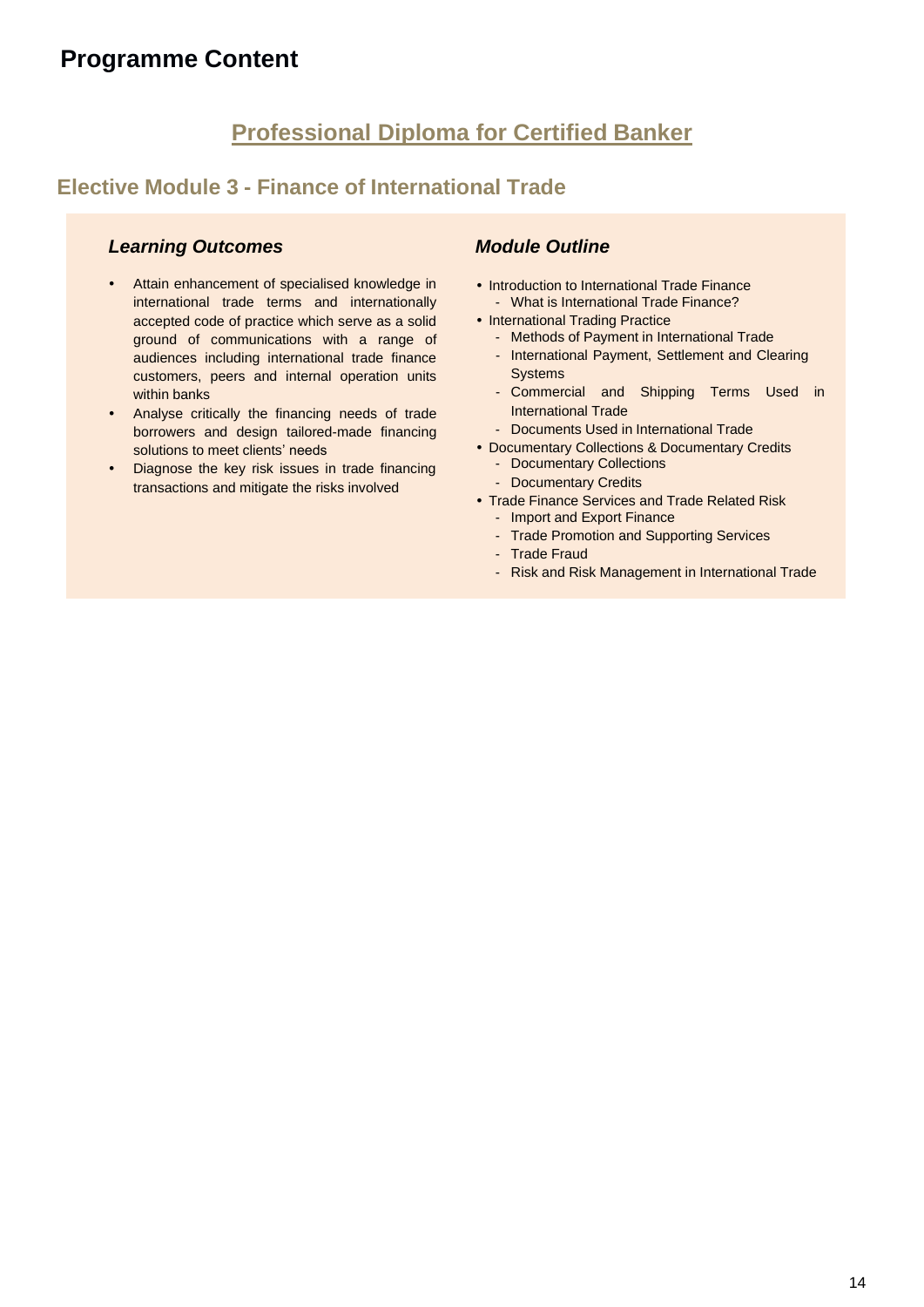# Programme Content

## Professional Diploma for Certified Banker

### Elective Module 3 - Finance of International Trade

#### *Learning Outcomes*

- Attain enhancement of specialised knowledge in international trade terms and internationally accepted code of practice which serve as a solid ground of communications with a range of audiences including international trade finance customers, peers and internal operation units within banks
- Analyse critically the financing needs of trade borrowers and design tailored-made financing solutions to meet clients' needs
- Diagnose the key risk issues in trade financing transactions and mitigate the risks involved

#### *Module Outline*

- Introduction to International Trade Finance
  - What is International Trade Finance?
- International Trading Practice
  - Methods of Payment in International Trade
  - International Payment, Settlement and Clearing Systems
  - Commercial and Shipping Terms Used in International Trade
  - Documents Used in International Trade
- Documentary Collections & Documentary Credits
  - Documentary Collections
  - Documentary Credits
- Trade Finance Services and Trade Related Risk
  - Import and Export Finance
  - Trade Promotion and Supporting Services
  - Trade Fraud
  - Risk and Risk Management in International Trade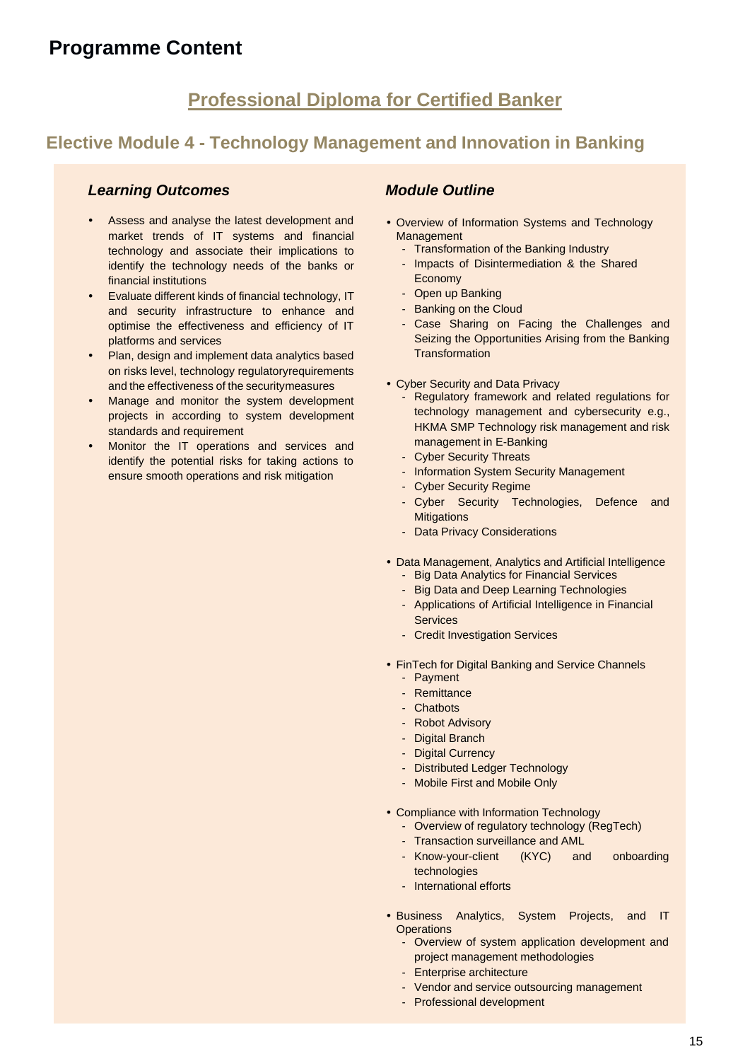# Programme Content

## Professional Diploma for Certified Banker

### Elective Module 4 - Technology Management and Innovation in Banking

#### *Learning Outcomes*

- Assess and analyse the latest development and market trends of IT systems and financial technology and associate their implications to identify the technology needs of the banks or financial institutions
- Evaluate different kinds of financial technology, IT and security infrastructure to enhance and optimise the effectiveness and efficiency of IT platforms and services
- Plan, design and implement data analytics based on risks level, technology regulatoryrequirements and the effectiveness of the securitymeasures
- Manage and monitor the system development projects in according to system development standards and requirement
- Monitor the IT operations and services and identify the potential risks for taking actions to ensure smooth operations and risk mitigation

#### *Module Outline*

- Overview of Information Systems and Technology Management
  - Transformation of the Banking Industry
  - Impacts of Disintermediation & the Shared Economy
  - Open up Banking
  - Banking on the Cloud
  - Case Sharing on Facing the Challenges and Seizing the Opportunities Arising from the Banking Transformation

- Cyber Security and Data Privacy
  - Regulatory framework and related regulations for technology management and cybersecurity e.g., HKMA SMP Technology risk management and risk management in E-Banking
  - Cyber Security Threats
  - Information System Security Management
  - Cyber Security Regime
  - Cyber Security Technologies, Defence and Mitigations
  - Data Privacy Considerations

- Data Management, Analytics and Artificial Intelligence
  - Big Data Analytics for Financial Services
  - Big Data and Deep Learning Technologies
  - Applications of Artificial Intelligence in Financial Services
  - Credit Investigation Services

- FinTech for Digital Banking and Service Channels
  - Payment
  - Remittance
  - Chatbots
  - Robot Advisory
  - Digital Branch
  - Digital Currency
  - Distributed Ledger Technology
  - Mobile First and Mobile Only

- Compliance with Information Technology
  - Overview of regulatory technology (RegTech)
  - Transaction surveillance and AML
  - Know-your-client (KYC) and onboarding technologies
  - International efforts

- Business Analytics, System Projects, and IT Operations
  - Overview of system application development and project management methodologies
  - Enterprise architecture
  - Vendor and service outsourcing management
  - Professional development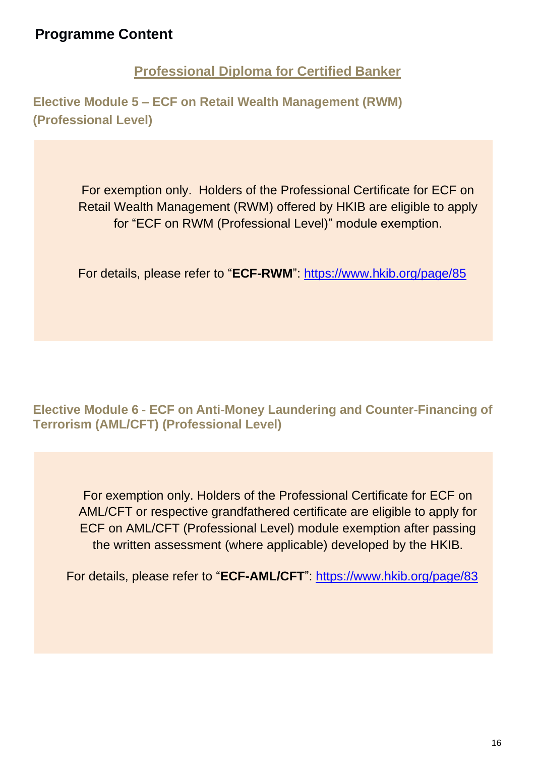## Programme Content

### Professional Diploma for Certified Banker

### Elective Module 5 – ECF on Retail Wealth Management (RWM) (Professional Level)

For exemption only. Holders of the Professional Certificate for ECF on Retail Wealth Management (RWM) offered by HKIB are eligible to apply for "ECF on RWM (Professional Level)" module exemption.

For details, please refer to "**ECF-RWM**": https://www.hkib.org/page/85

### Elective Module 6 - ECF on Anti-Money Laundering and Counter-Financing of Terrorism (AML/CFT) (Professional Level)

For exemption only. Holders of the Professional Certificate for ECF on AML/CFT or respective grandfathered certificate are eligible to apply for ECF on AML/CFT (Professional Level) module exemption after passing the written assessment (where applicable) developed by the HKIB.

For details, please refer to "**ECF-AML/CFT**": https://www.hkib.org/page/83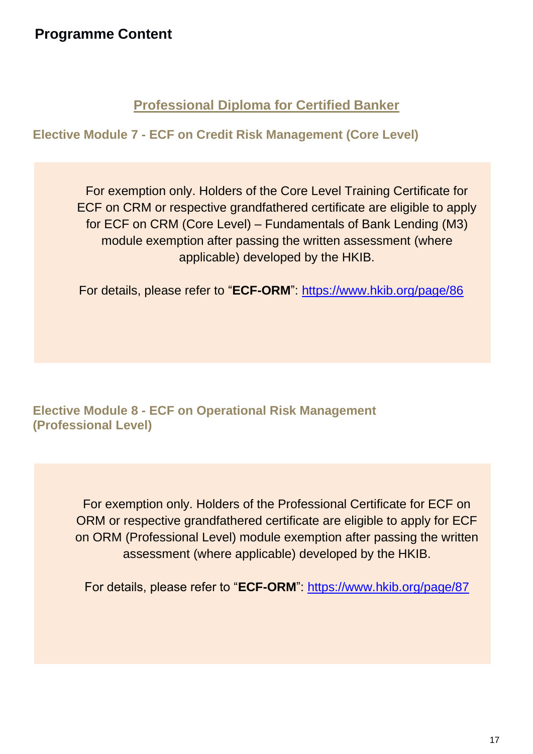## Programme Content

### Professional Diploma for Certified Banker

#### Elective Module 7 - ECF on Credit Risk Management (Core Level)

For exemption only. Holders of the Core Level Training Certificate for ECF on CRM or respective grandfathered certificate are eligible to apply for ECF on CRM (Core Level) – Fundamentals of Bank Lending (M3) module exemption after passing the written assessment (where applicable) developed by the HKIB.

For details, please refer to "**ECF-ORM**": https://www.hkib.org/page/86

#### Elective Module 8 - ECF on Operational Risk Management (Professional Level)

For exemption only. Holders of the Professional Certificate for ECF on ORM or respective grandfathered certificate are eligible to apply for ECF on ORM (Professional Level) module exemption after passing the written assessment (where applicable) developed by the HKIB.

For details, please refer to "**ECF-ORM**": https://www.hkib.org/page/87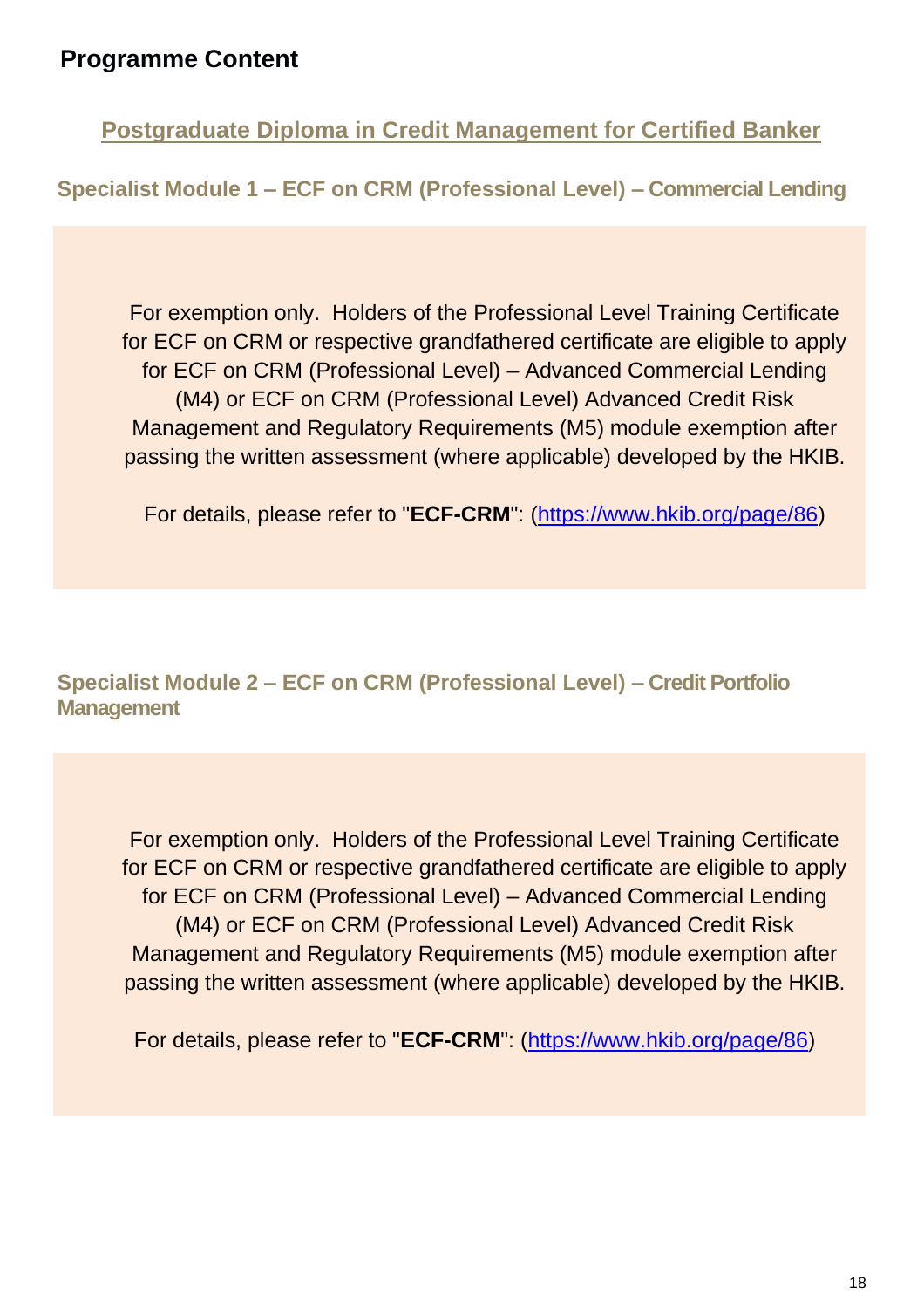## Programme Content

### Postgraduate Diploma in Credit Management for Certified Banker

#### Specialist Module 1 – ECF on CRM (Professional Level) – Commercial Lending

For exemption only. Holders of the Professional Level Training Certificate for ECF on CRM or respective grandfathered certificate are eligible to apply for ECF on CRM (Professional Level) – Advanced Commercial Lending (M4) or ECF on CRM (Professional Level) Advanced Credit Risk Management and Regulatory Requirements (M5) module exemption after passing the written assessment (where applicable) developed by the HKIB.

For details, please refer to "**ECF-CRM**": (https://www.hkib.org/page/86)

#### Specialist Module 2 – ECF on CRM (Professional Level) – Credit Portfolio Management

For exemption only. Holders of the Professional Level Training Certificate for ECF on CRM or respective grandfathered certificate are eligible to apply for ECF on CRM (Professional Level) – Advanced Commercial Lending (M4) or ECF on CRM (Professional Level) Advanced Credit Risk Management and Regulatory Requirements (M5) module exemption after passing the written assessment (where applicable) developed by the HKIB.

For details, please refer to "**ECF-CRM**": (https://www.hkib.org/page/86)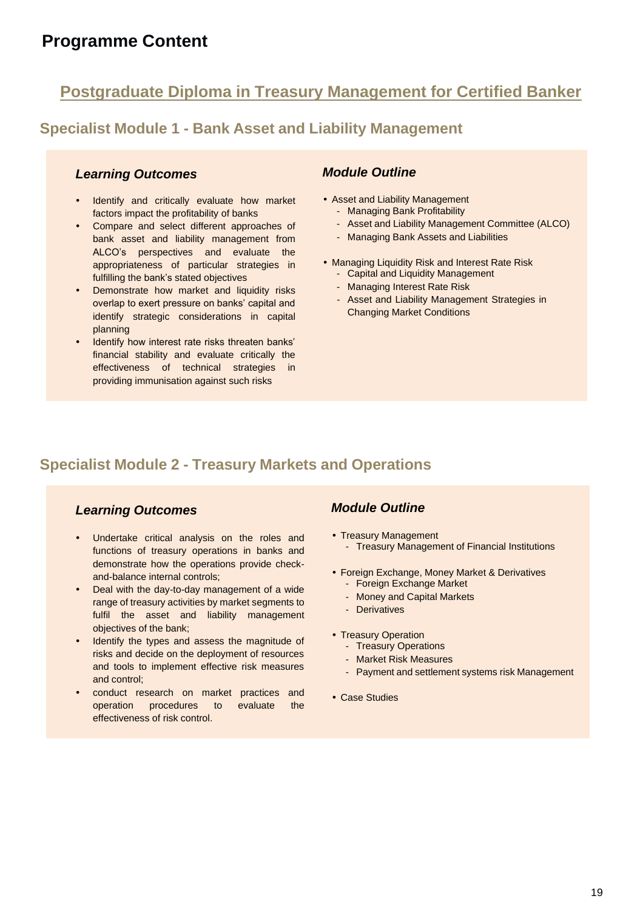# Programme Content

## Postgraduate Diploma in Treasury Management for Certified Banker

### Specialist Module 1 - Bank Asset and Liability Management

#### *Learning Outcomes*

- Identify and critically evaluate how market factors impact the profitability of banks
- Compare and select different approaches of bank asset and liability management from ALCO's perspectives and evaluate the appropriateness of particular strategies in fulfilling the bank's stated objectives
- Demonstrate how market and liquidity risks overlap to exert pressure on banks' capital and identify strategic considerations in capital planning
- Identify how interest rate risks threaten banks' financial stability and evaluate critically the effectiveness of technical strategies in providing immunisation against such risks

#### *Module Outline*

- Asset and Liability Management
  - Managing Bank Profitability
  - Asset and Liability Management Committee (ALCO)
  - Managing Bank Assets and Liabilities
- Managing Liquidity Risk and Interest Rate Risk
  - Capital and Liquidity Management
  - Managing Interest Rate Risk
  - Asset and Liability Management Strategies in Changing Market Conditions

### Specialist Module 2 - Treasury Markets and Operations

#### *Learning Outcomes*

- Undertake critical analysis on the roles and functions of treasury operations in banks and demonstrate how the operations provide check-and-balance internal controls;
- Deal with the day-to-day management of a wide range of treasury activities by market segments to fulfil the asset and liability management objectives of the bank;
- Identify the types and assess the magnitude of risks and decide on the deployment of resources and tools to implement effective risk measures and control;
- conduct research on market practices and operation procedures to evaluate the effectiveness of risk control.

#### *Module Outline*

- Treasury Management
  - Treasury Management of Financial Institutions
- Foreign Exchange, Money Market & Derivatives
  - Foreign Exchange Market
  - Money and Capital Markets
  - Derivatives
- Treasury Operation
  - Treasury Operations
  - Market Risk Measures
  - Payment and settlement systems risk Management
- Case Studies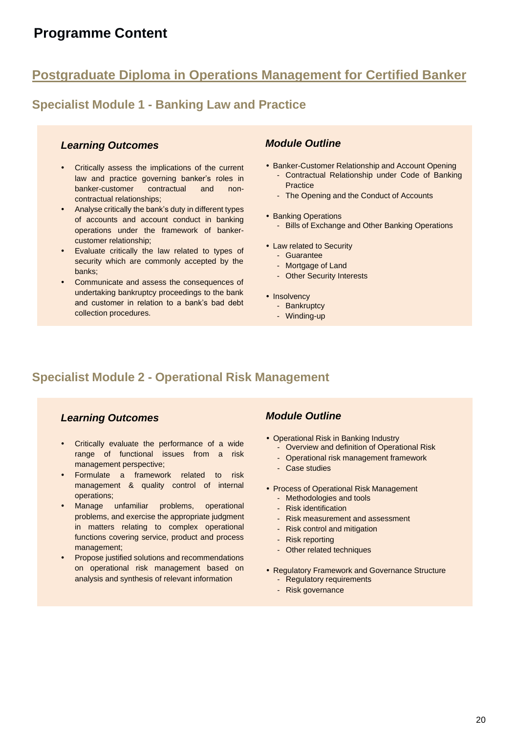# Programme Content

## Postgraduate Diploma in Operations Management for Certified Banker

### Specialist Module 1 - Banking Law and Practice

#### *Learning Outcomes*

- Critically assess the implications of the current law and practice governing banker's roles in banker-customer contractual and non-contractual relationships;
- Analyse critically the bank's duty in different types of accounts and account conduct in banking operations under the framework of banker-customer relationship;
- Evaluate critically the law related to types of security which are commonly accepted by the banks;
- Communicate and assess the consequences of undertaking bankruptcy proceedings to the bank and customer in relation to a bank's bad debt collection procedures.

#### *Module Outline*

- Banker-Customer Relationship and Account Opening
  - Contractual Relationship under Code of Banking Practice
  - The Opening and the Conduct of Accounts
- Banking Operations
  - Bills of Exchange and Other Banking Operations
- Law related to Security
  - Guarantee
  - Mortgage of Land
  - Other Security Interests
- Insolvency
  - Bankruptcy
  - Winding-up

### Specialist Module 2 - Operational Risk Management

#### *Learning Outcomes*

- Critically evaluate the performance of a wide range of functional issues from a risk management perspective;
- Formulate a framework related to risk management & quality control of internal operations;
- Manage unfamiliar problems, operational problems, and exercise the appropriate judgment in matters relating to complex operational functions covering service, product and process management;
- Propose justified solutions and recommendations on operational risk management based on analysis and synthesis of relevant information

#### *Module Outline*

- Operational Risk in Banking Industry
  - Overview and definition of Operational Risk
  - Operational risk management framework
  - Case studies
- Process of Operational Risk Management
  - Methodologies and tools
  - Risk identification
  - Risk measurement and assessment
  - Risk control and mitigation
  - Risk reporting
  - Other related techniques
- Regulatory Framework and Governance Structure
  - Regulatory requirements
  - Risk governance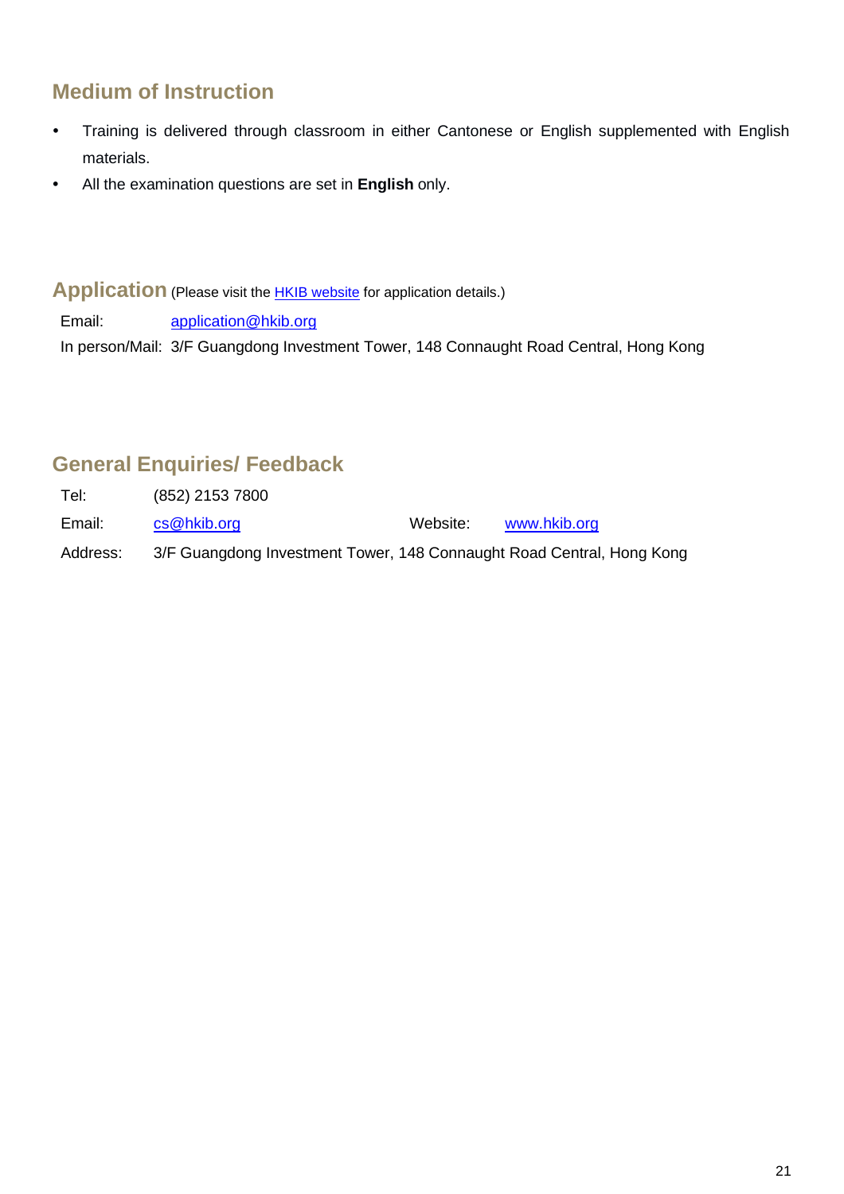## Medium of Instruction

- Training is delivered through classroom in either Cantonese or English supplemented with English materials.
- All the examination questions are set in **English** only.

## Application (Please visit the [HKIB website](https://www.hkib.org) for application details.)

Email: application@hkib.org

In person/Mail: 3/F Guangdong Investment Tower, 148 Connaught Road Central, Hong Kong

## General Enquiries/ Feedback

Tel: (852) 2153 7800

Email: cs@hkib.org   Website: www.hkib.org

Address: 3/F Guangdong Investment Tower, 148 Connaught Road Central, Hong Kong